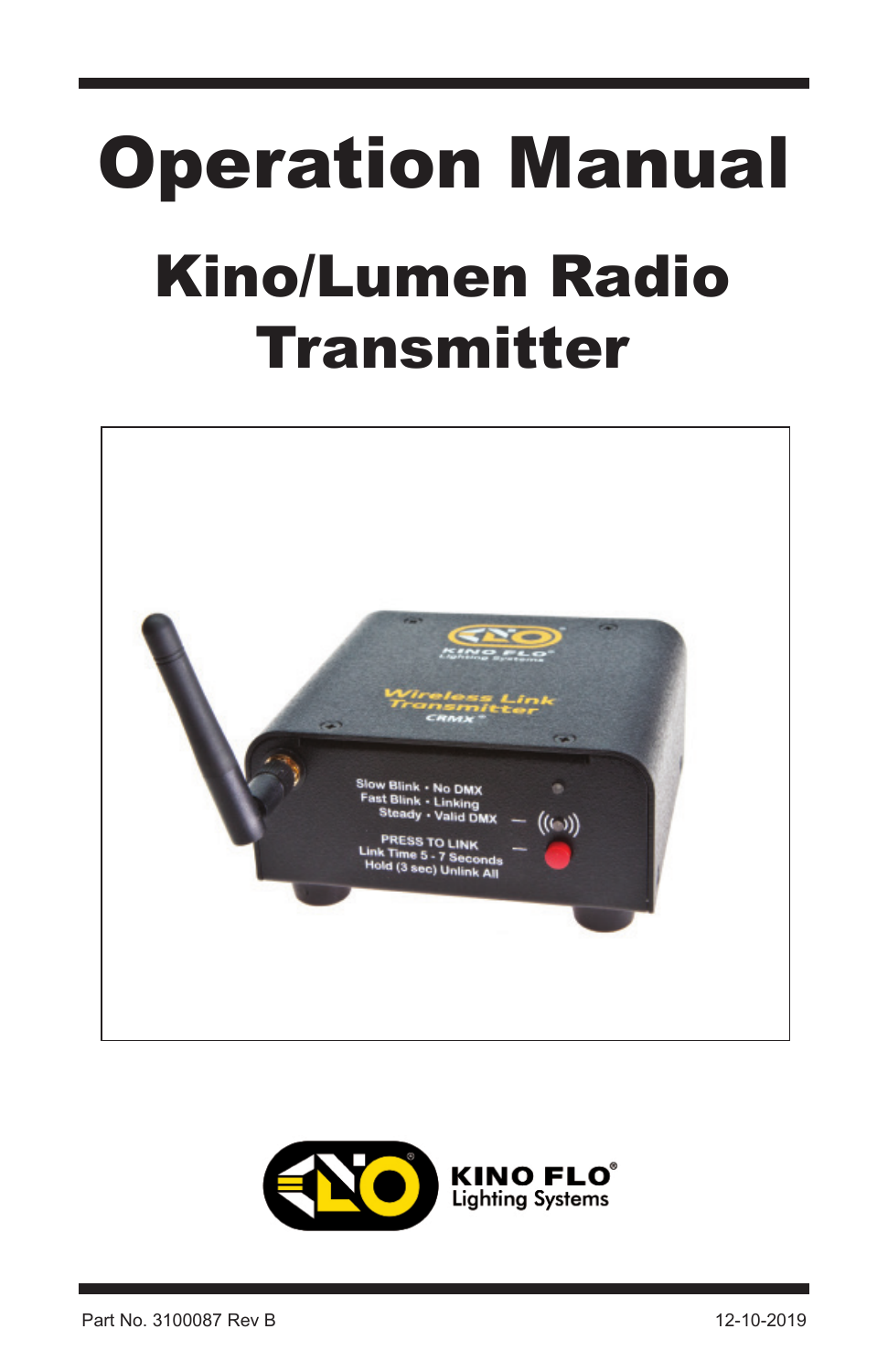# Operation Manual

## Kino/Lumen Radio Transmitter

KINO FLO®
Lighting Systems

Part No. 3100087 Rev B

12-10-2019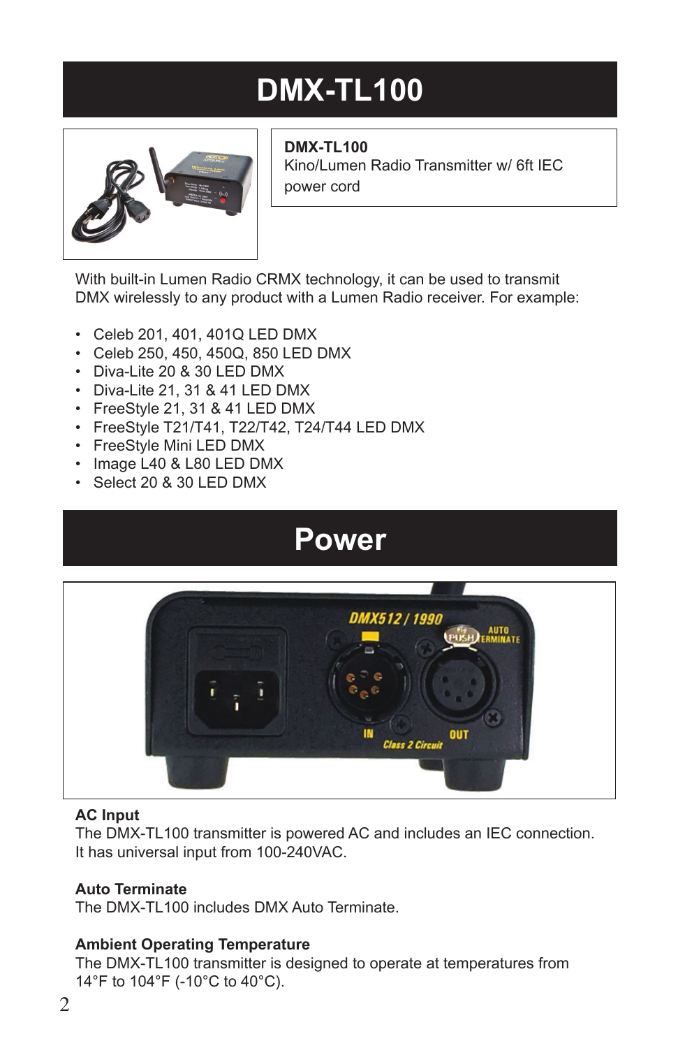# DMX-TL100

**DMX-TL100**
Kino/Lumen Radio Transmitter w/ 6ft IEC power cord

With built-in Lumen Radio CRMX technology, it can be used to transmit DMX wirelessly to any product with a Lumen Radio receiver. For example:

- Celeb 201, 401, 401Q LED DMX
- Celeb 250, 450, 450Q, 850 LED DMX
- Diva-Lite 20 & 30 LED DMX
- Diva-Lite 21, 31 & 41 LED DMX
- FreeStyle 21, 31 & 41 LED DMX
- FreeStyle T21/T41, T22/T42, T24/T44 LED DMX
- FreeStyle Mini LED DMX
- Image L40 & L80 LED DMX
- Select 20 & 30 LED DMX

# Power

**AC Input**
The DMX-TL100 transmitter is powered AC and includes an IEC connection. It has universal input from 100-240VAC.

**Auto Terminate**
The DMX-TL100 includes DMX Auto Terminate.

**Ambient Operating Temperature**
The DMX-TL100 transmitter is designed to operate at temperatures from 14°F to 104°F (-10°C to 40°C).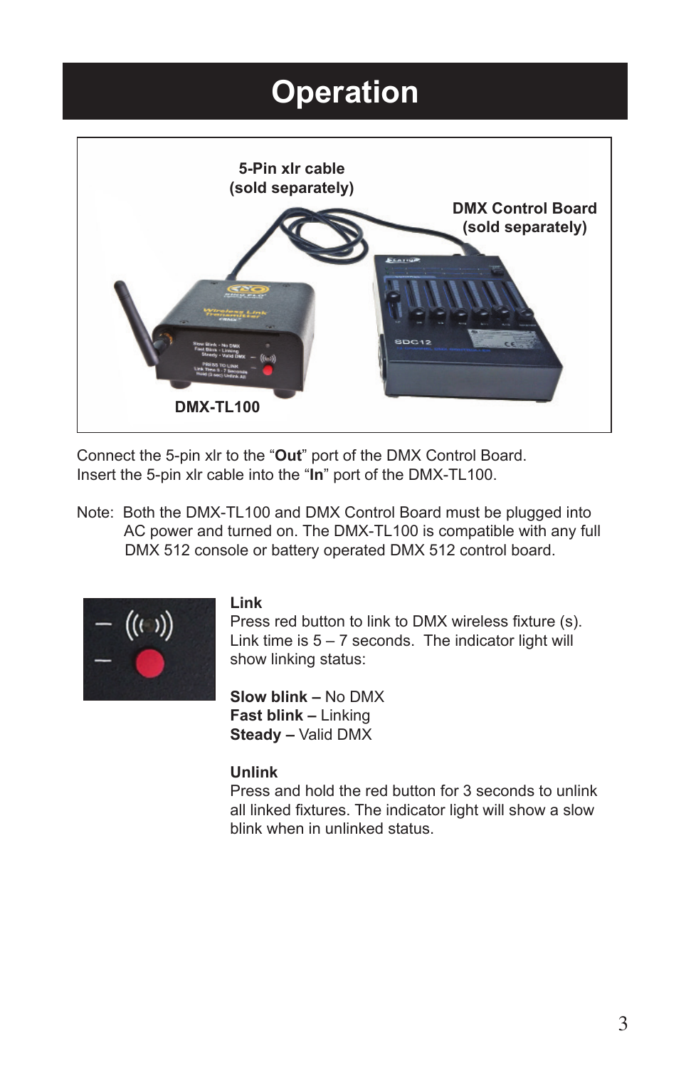# Operation

5-Pin xlr cable
(sold separately)

DMX Control Board
(sold separately)

DMX-TL100

Connect the 5-pin xlr to the “**Out**” port of the DMX Control Board.
Insert the 5-pin xlr cable into the “**In**” port of the DMX-TL100.

Note: Both the DMX-TL100 and DMX Control Board must be plugged into AC power and turned on. The DMX-TL100 is compatible with any full DMX 512 console or battery operated DMX 512 control board.

**Link**
Press red button to link to DMX wireless fixture (s). Link time is 5 – 7 seconds. The indicator light will show linking status:

**Slow blink –** No DMX
**Fast blink –** Linking
**Steady –** Valid DMX

**Unlink**
Press and hold the red button for 3 seconds to unlink all linked fixtures. The indicator light will show a slow blink when in unlinked status.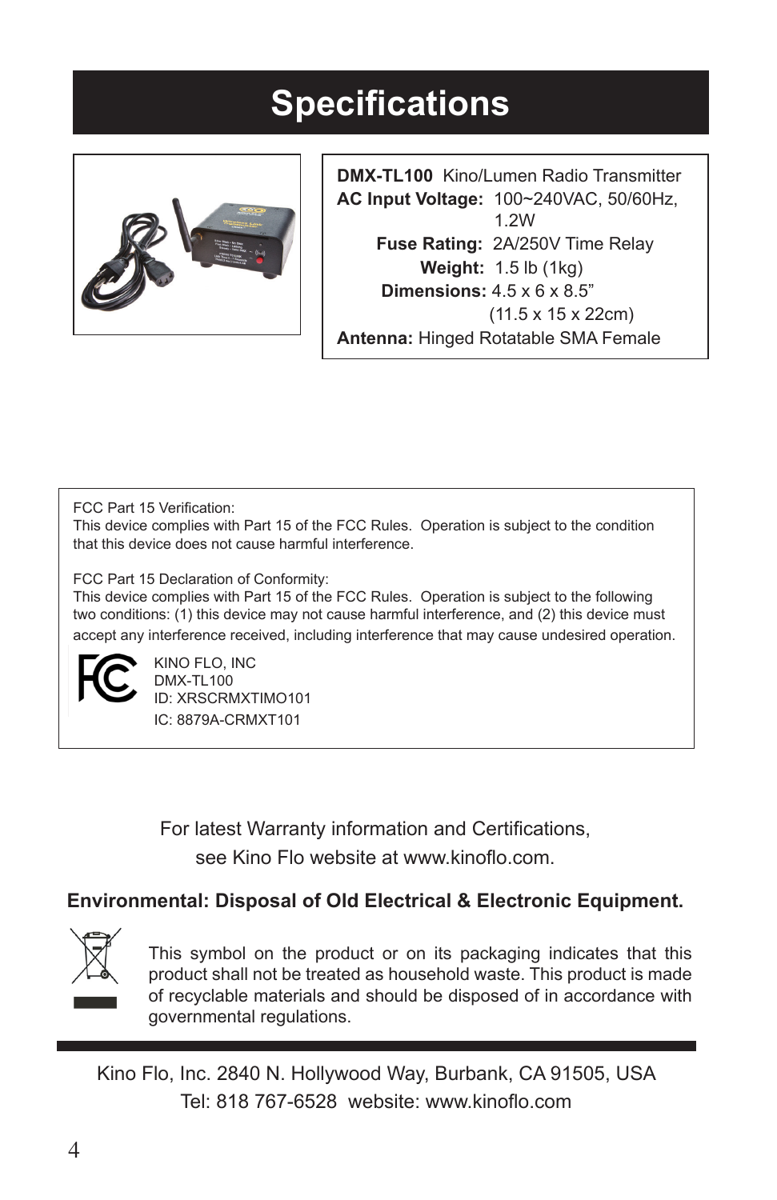# Specifications

**DMX-TL100** Kino/Lumen Radio Transmitter
**AC Input Voltage:** 100~240VAC, 50/60Hz, 1.2W
**Fuse Rating:** 2A/250V Time Relay
**Weight:** 1.5 lb (1kg)
**Dimensions:** 4.5 x 6 x 8.5”
(11.5 x 15 x 22cm)
**Antenna:** Hinged Rotatable SMA Female

FCC Part 15 Verification:
This device complies with Part 15 of the FCC Rules. Operation is subject to the condition that this device does not cause harmful interference.

FCC Part 15 Declaration of Conformity:
This device complies with Part 15 of the FCC Rules. Operation is subject to the following two conditions: (1) this device may not cause harmful interference, and (2) this device must accept any interference received, including interference that may cause undesired operation.

KINO FLO, INC
DMX-TL100
ID: XRSCRMXTIMO101
IC: 8879A-CRMXT101

For latest Warranty information and Certifications, see Kino Flo website at www.kinoflo.com.

**Environmental: Disposal of Old Electrical & Electronic Equipment.**

This symbol on the product or on its packaging indicates that this product shall not be treated as household waste. This product is made of recyclable materials and should be disposed of in accordance with governmental regulations.

Kino Flo, Inc. 2840 N. Hollywood Way, Burbank, CA 91505, USA
Tel: 818 767-6528 website: www.kinoflo.com